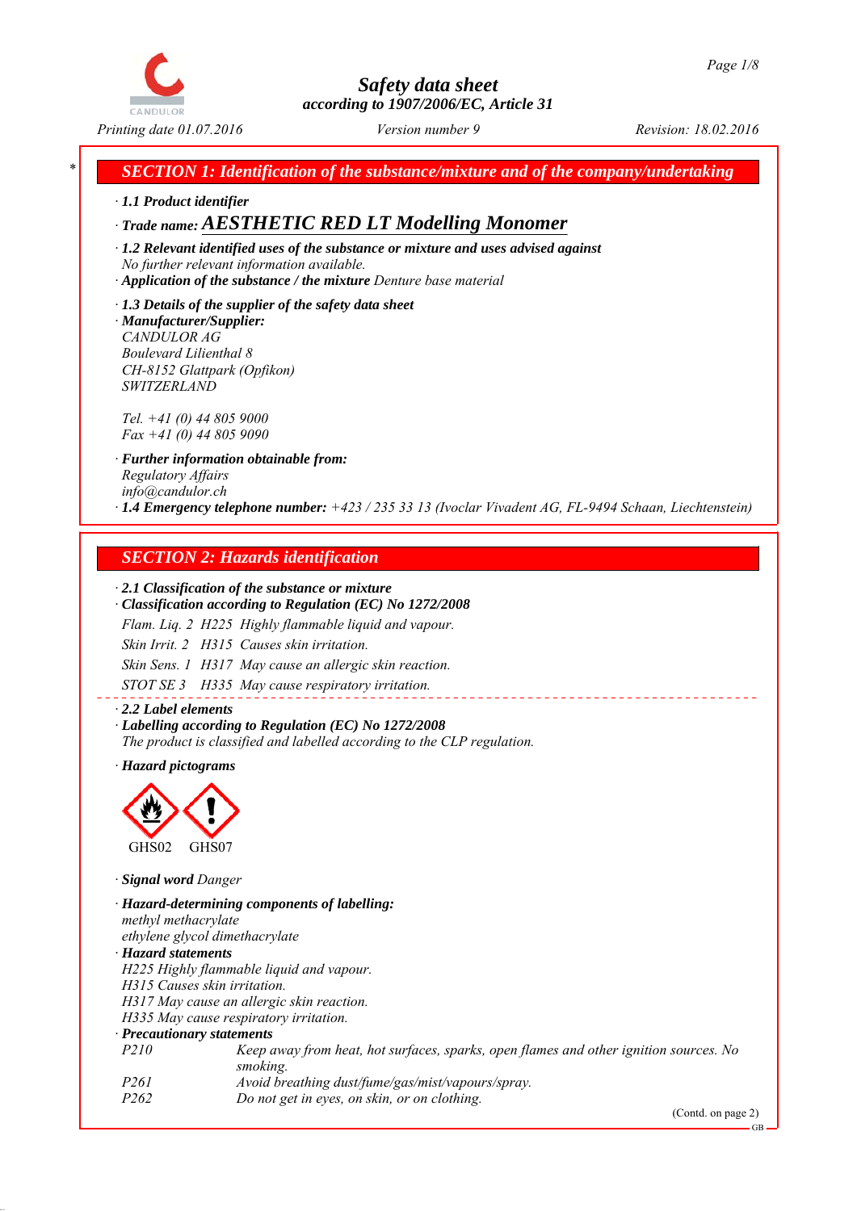# Safety data sheet

*according to 1907/2006/EC, Article 31*

*Printing date 01.07.2016* *Version number 9* *Revision: 18.02.2016*

## SECTION 1: Identification of the substance/mixture and of the company/undertaking

· **1.1 Product identifier**

· **Trade name: AESTHETIC RED LT Modelling Monomer**

· **1.2 Relevant identified uses of the substance or mixture and uses advised against**
No further relevant information available.

· **Application of the substance / the mixture** Denture base material

· **1.3 Details of the supplier of the safety data sheet**

· **Manufacturer/Supplier:**
CANDULOR AG
Boulevard Lilienthal 8
CH-8152 Glattpark (Opfikon)
SWITZERLAND

Tel. +41 (0) 44 805 9000
Fax +41 (0) 44 805 9090

· **Further information obtainable from:**
Regulatory Affairs
info@candulor.ch

· **1.4 Emergency telephone number:** +423 / 235 33 13 (Ivoclar Vivadent AG, FL-9494 Schaan, Liechtenstein)

## SECTION 2: Hazards identification

· **2.1 Classification of the substance or mixture**

· **Classification according to Regulation (EC) No 1272/2008**

Flam. Liq. 2 H225 Highly flammable liquid and vapour.

Skin Irrit. 2 H315 Causes skin irritation.

Skin Sens. 1 H317 May cause an allergic skin reaction.

STOT SE 3 H335 May cause respiratory irritation.

· **2.2 Label elements**

· **Labelling according to Regulation (EC) No 1272/2008**
The product is classified and labelled according to the CLP regulation.

· **Hazard pictograms**

GHS02 GHS07

· **Signal word** Danger

· **Hazard-determining components of labelling:**
methyl methacrylate
ethylene glycol dimethacrylate

· **Hazard statements**
H225 Highly flammable liquid and vapour.
H315 Causes skin irritation.
H317 May cause an allergic skin reaction.
H335 May cause respiratory irritation.

· **Precautionary statements**

| | |
|---|---|
| P210 | Keep away from heat, hot surfaces, sparks, open flames and other ignition sources. No smoking. |
| P261 | Avoid breathing dust/fume/gas/mist/vapours/spray. |
| P262 | Do not get in eyes, on skin, or on clothing. |

(Contd. on page 2)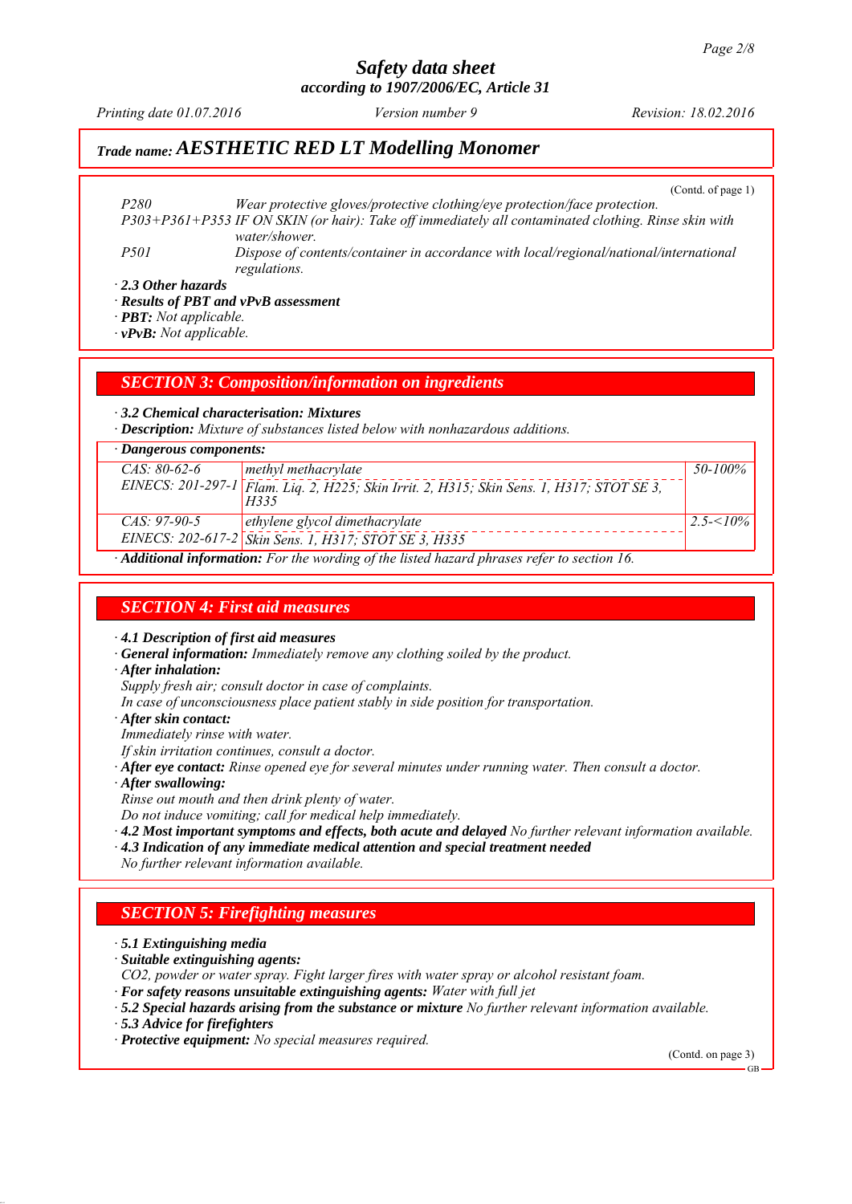## Trade name: AESTHETIC RED LT Modelling Monomer

(Contd. of page 1)

P280 Wear protective gloves/protective clothing/eye protection/face protection.
P303+P361+P353 IF ON SKIN (or hair): Take off immediately all contaminated clothing. Rinse skin with water/shower.
P501 Dispose of contents/container in accordance with local/regional/national/international regulations.

· **2.3 Other hazards**
· **Results of PBT and vPvB assessment**
· **PBT:** Not applicable.
· **vPvB:** Not applicable.

## SECTION 3: Composition/information on ingredients

· **3.2 Chemical characterisation: Mixtures**
· **Description:** Mixture of substances listed below with nonhazardous additions.

· **Dangerous components:**

| CAS / EINECS | Component | Concentration |
|---|---|---|
| CAS: 80-62-6<br>EINECS: 201-297-1 | methyl methacrylate<br>Flam. Liq. 2, H225; Skin Irrit. 2, H315; Skin Sens. 1, H317; STOT SE 3, H335 | 50-100% |
| CAS: 97-90-5<br>EINECS: 202-617-2 | ethylene glycol dimethacrylate<br>Skin Sens. 1, H317; STOT SE 3, H335 | 2.5-<10% |

· **Additional information:** For the wording of the listed hazard phrases refer to section 16.

## SECTION 4: First aid measures

· **4.1 Description of first aid measures**
· **General information:** Immediately remove any clothing soiled by the product.
· **After inhalation:**
Supply fresh air; consult doctor in case of complaints.
In case of unconsciousness place patient stably in side position for transportation.
· **After skin contact:**
Immediately rinse with water.
If skin irritation continues, consult a doctor.
· **After eye contact:** Rinse opened eye for several minutes under running water. Then consult a doctor.
· **After swallowing:**
Rinse out mouth and then drink plenty of water.
Do not induce vomiting; call for medical help immediately.
· **4.2 Most important symptoms and effects, both acute and delayed** No further relevant information available.
· **4.3 Indication of any immediate medical attention and special treatment needed**
No further relevant information available.

## SECTION 5: Firefighting measures

· **5.1 Extinguishing media**
· **Suitable extinguishing agents:**
CO2, powder or water spray. Fight larger fires with water spray or alcohol resistant foam.
· **For safety reasons unsuitable extinguishing agents:** Water with full jet
· **5.2 Special hazards arising from the substance or mixture** No further relevant information available.
· **5.3 Advice for firefighters**
· **Protective equipment:** No special measures required.

(Contd. on page 3)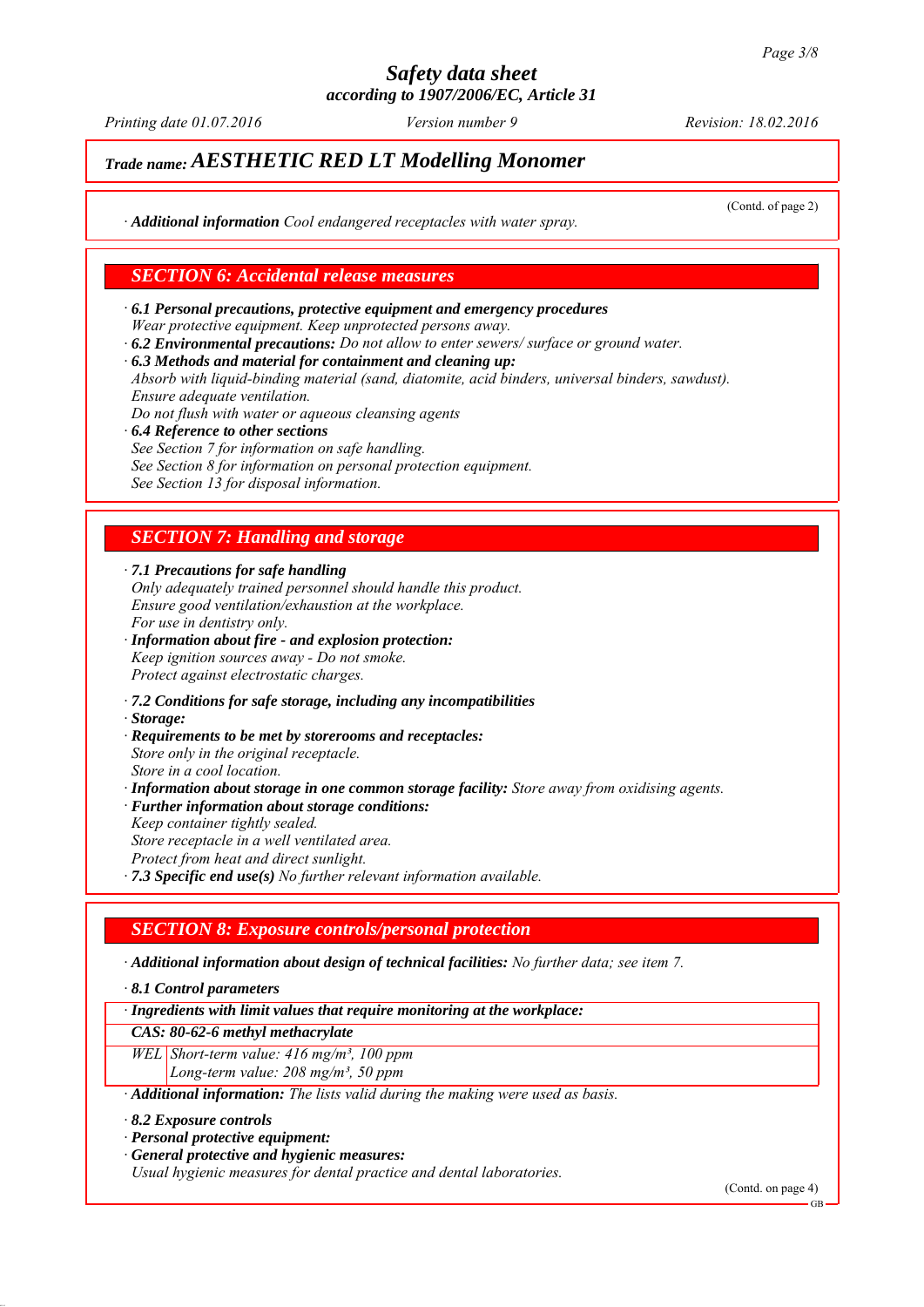# Trade name: AESTHETIC RED LT Modelling Monomer

(Contd. of page 2)

· **Additional information** Cool endangered receptacles with water spray.

## SECTION 6: Accidental release measures

· **6.1 Personal precautions, protective equipment and emergency procedures**
Wear protective equipment. Keep unprotected persons away.

· **6.2 Environmental precautions:** Do not allow to enter sewers/ surface or ground water.

· **6.3 Methods and material for containment and cleaning up:**
Absorb with liquid-binding material (sand, diatomite, acid binders, universal binders, sawdust).
Ensure adequate ventilation.
Do not flush with water or aqueous cleansing agents

· **6.4 Reference to other sections**
See Section 7 for information on safe handling.
See Section 8 for information on personal protection equipment.
See Section 13 for disposal information.

## SECTION 7: Handling and storage

· **7.1 Precautions for safe handling**
Only adequately trained personnel should handle this product.
Ensure good ventilation/exhaustion at the workplace.
For use in dentistry only.

· **Information about fire - and explosion protection:**
Keep ignition sources away - Do not smoke.
Protect against electrostatic charges.

· **7.2 Conditions for safe storage, including any incompatibilities**

· **Storage:**

· **Requirements to be met by storerooms and receptacles:**
Store only in the original receptacle.
Store in a cool location.

· **Information about storage in one common storage facility:** Store away from oxidising agents.

· **Further information about storage conditions:**
Keep container tightly sealed.
Store receptacle in a well ventilated area.
Protect from heat and direct sunlight.

· **7.3 Specific end use(s)** No further relevant information available.

## SECTION 8: Exposure controls/personal protection

· **Additional information about design of technical facilities:** No further data; see item 7.

· **8.1 Control parameters**

| · **Ingredients with limit values that require monitoring at the workplace:** | |
|---|---|
| **CAS: 80-62-6 methyl methacrylate** | |
| WEL | Short-term value: 416 mg/m³, 100 ppm<br>Long-term value: 208 mg/m³, 50 ppm |

· **Additional information:** The lists valid during the making were used as basis.

· **8.2 Exposure controls**

· **Personal protective equipment:**

· **General protective and hygienic measures:**
Usual hygienic measures for dental practice and dental laboratories.

(Contd. on page 4)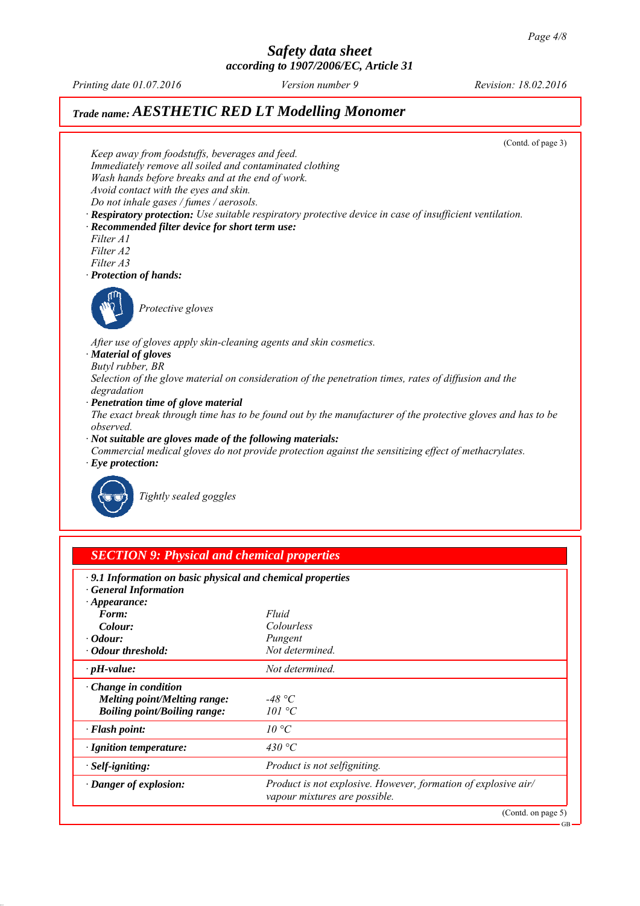# Safety data sheet
### according to 1907/2006/EC, Article 31

Printing date 01.07.2016 — Version number 9 — Revision: 18.02.2016

## Trade name: AESTHETIC RED LT Modelling Monomer

(Contd. of page 3)

*Keep away from foodstuffs, beverages and feed.*
*Immediately remove all soiled and contaminated clothing*
*Wash hands before breaks and at the end of work.*
*Avoid contact with the eyes and skin.*
*Do not inhale gases / fumes / aerosols.*

· **Respiratory protection:** *Use suitable respiratory protective device in case of insufficient ventilation.*

· **Recommended filter device for short term use:**
*Filter A1*
*Filter A2*
*Filter A3*

· **Protection of hands:**

*Protective gloves*

*After use of gloves apply skin-cleaning agents and skin cosmetics.*

· **Material of gloves**
*Butyl rubber, BR*
*Selection of the glove material on consideration of the penetration times, rates of diffusion and the degradation*

· **Penetration time of glove material**
*The exact break through time has to be found out by the manufacturer of the protective gloves and has to be observed.*

· **Not suitable are gloves made of the following materials:**
*Commercial medical gloves do not provide protection against the sensitizing effect of methacrylates.*

· **Eye protection:**

*Tightly sealed goggles*

## SECTION 9: Physical and chemical properties

| | |
|---|---|
| · **9.1 Information on basic physical and chemical properties** | |
| · **General Information** | |
| · **Appearance:** | |
| **Form:** | *Fluid* |
| **Colour:** | *Colourless* |
| · **Odour:** | *Pungent* |
| · **Odour threshold:** | *Not determined.* |
| · **pH-value:** | *Not determined.* |
| · **Change in condition** | |
| **Melting point/Melting range:** | *-48 °C* |
| **Boiling point/Boiling range:** | *101 °C* |
| · **Flash point:** | *10 °C* |
| · **Ignition temperature:** | *430 °C* |
| · **Self-igniting:** | *Product is not selfigniting.* |
| · **Danger of explosion:** | *Product is not explosive. However, formation of explosive air/ vapour mixtures are possible.* |

(Contd. on page 5)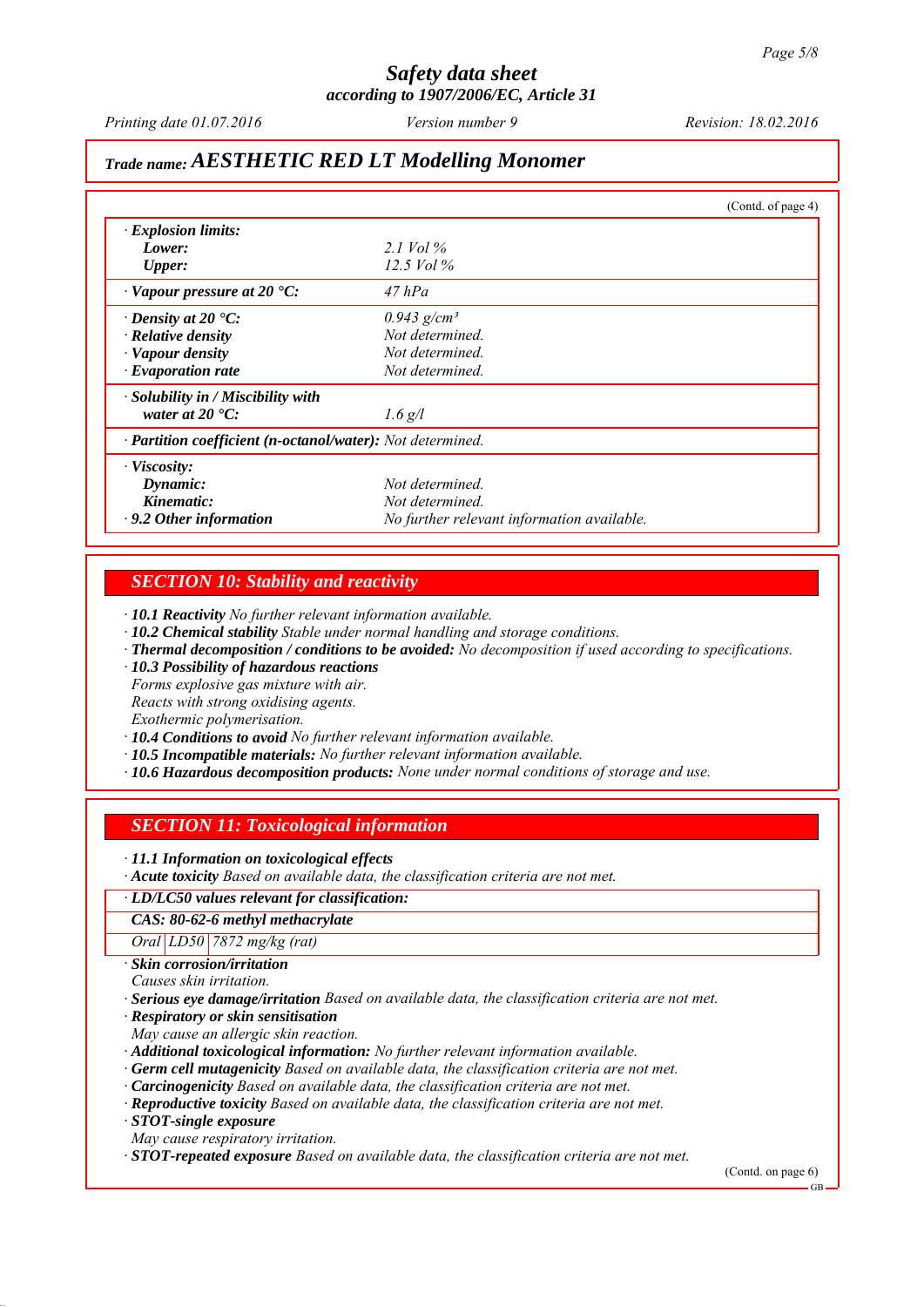(Contd. of page 4)

| | |
|---|---|
| · **Explosion limits:** | |
| **Lower:** | *2.1 Vol %* |
| **Upper:** | *12.5 Vol %* |
| · **Vapour pressure at 20 °C:** | *47 hPa* |
| · **Density at 20 °C:** | *0.943 g/cm³* |
| · **Relative density** | *Not determined.* |
| · **Vapour density** | *Not determined.* |
| · **Evaporation rate** | *Not determined.* |
| · **Solubility in / Miscibility with water at 20 °C:** | *1.6 g/l* |
| · **Partition coefficient (n-octanol/water):** | *Not determined.* |
| · **Viscosity:** | |
| **Dynamic:** | *Not determined.* |
| **Kinematic:** | *Not determined.* |
| · **9.2 Other information** | *No further relevant information available.* |

## SECTION 10: Stability and reactivity

· **10.1 Reactivity** *No further relevant information available.*
· **10.2 Chemical stability** *Stable under normal handling and storage conditions.*
· **Thermal decomposition / conditions to be avoided:** *No decomposition if used according to specifications.*
· **10.3 Possibility of hazardous reactions**
*Forms explosive gas mixture with air.*
*Reacts with strong oxidising agents.*
*Exothermic polymerisation.*
· **10.4 Conditions to avoid** *No further relevant information available.*
· **10.5 Incompatible materials:** *No further relevant information available.*
· **10.6 Hazardous decomposition products:** *None under normal conditions of storage and use.*

## SECTION 11: Toxicological information

· **11.1 Information on toxicological effects**
· **Acute toxicity** *Based on available data, the classification criteria are not met.*

| · **LD/LC50 values relevant for classification:** | | |
|---|---|---|
| **CAS: 80-62-6 methyl methacrylate** | | |
| *Oral* | *LD50* | *7872 mg/kg (rat)* |

· **Skin corrosion/irritation**
*Causes skin irritation.*
· **Serious eye damage/irritation** *Based on available data, the classification criteria are not met.*
· **Respiratory or skin sensitisation**
*May cause an allergic skin reaction.*
· **Additional toxicological information:** *No further relevant information available.*
· **Germ cell mutagenicity** *Based on available data, the classification criteria are not met.*
· **Carcinogenicity** *Based on available data, the classification criteria are not met.*
· **Reproductive toxicity** *Based on available data, the classification criteria are not met.*
· **STOT-single exposure**
*May cause respiratory irritation.*
· **STOT-repeated exposure** *Based on available data, the classification criteria are not met.*

(Contd. on page 6)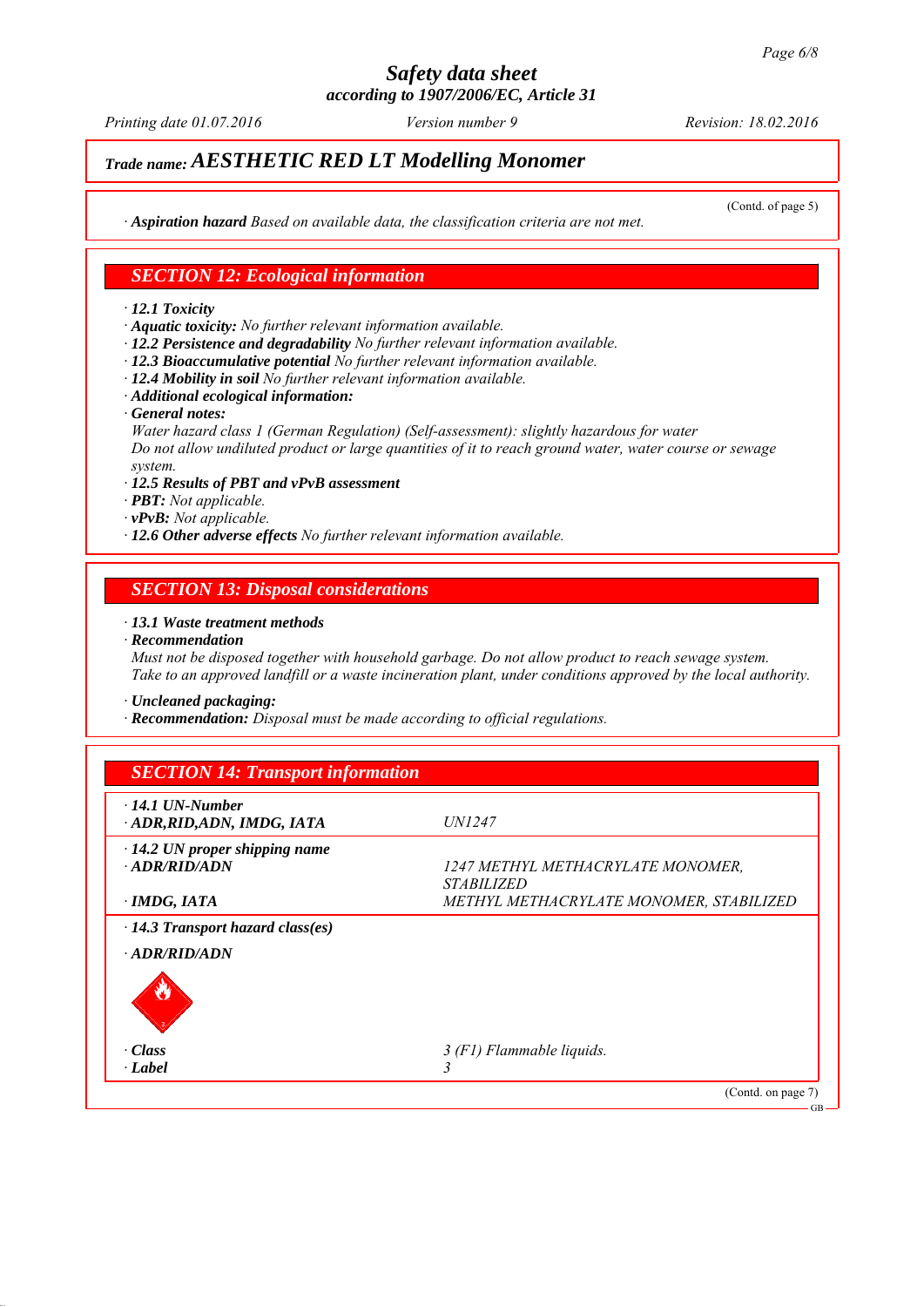## Trade name: AESTHETIC RED LT Modelling Monomer

(Contd. of page 5)

· **Aspiration hazard** *Based on available data, the classification criteria are not met.*

## SECTION 12: Ecological information

· **12.1 Toxicity**
· **Aquatic toxicity:** *No further relevant information available.*
· **12.2 Persistence and degradability** *No further relevant information available.*
· **12.3 Bioaccumulative potential** *No further relevant information available.*
· **12.4 Mobility in soil** *No further relevant information available.*
· **Additional ecological information:**
· **General notes:**
*Water hazard class 1 (German Regulation) (Self-assessment): slightly hazardous for water*
*Do not allow undiluted product or large quantities of it to reach ground water, water course or sewage system.*
· **12.5 Results of PBT and vPvB assessment**
· **PBT:** *Not applicable.*
· **vPvB:** *Not applicable.*
· **12.6 Other adverse effects** *No further relevant information available.*

## SECTION 13: Disposal considerations

· **13.1 Waste treatment methods**
· **Recommendation**
*Must not be disposed together with household garbage. Do not allow product to reach sewage system.*
*Take to an approved landfill or a waste incineration plant, under conditions approved by the local authority.*

· **Uncleaned packaging:**
· **Recommendation:** *Disposal must be made according to official regulations.*

## SECTION 14: Transport information

| | |
|---|---|
| · **14.1 UN-Number** | |
| · **ADR,RID,ADN, IMDG, IATA** | *UN1247* |
| · **14.2 UN proper shipping name** | |
| · **ADR/RID/ADN** | *1247 METHYL METHACRYLATE MONOMER, STABILIZED* |
| · **IMDG, IATA** | *METHYL METHACRYLATE MONOMER, STABILIZED* |
| · **14.3 Transport hazard class(es)** | |
| · **ADR/RID/ADN** | |
| · **Class** | *3 (F1) Flammable liquids.* |
| · **Label** | *3* |

(Contd. on page 7)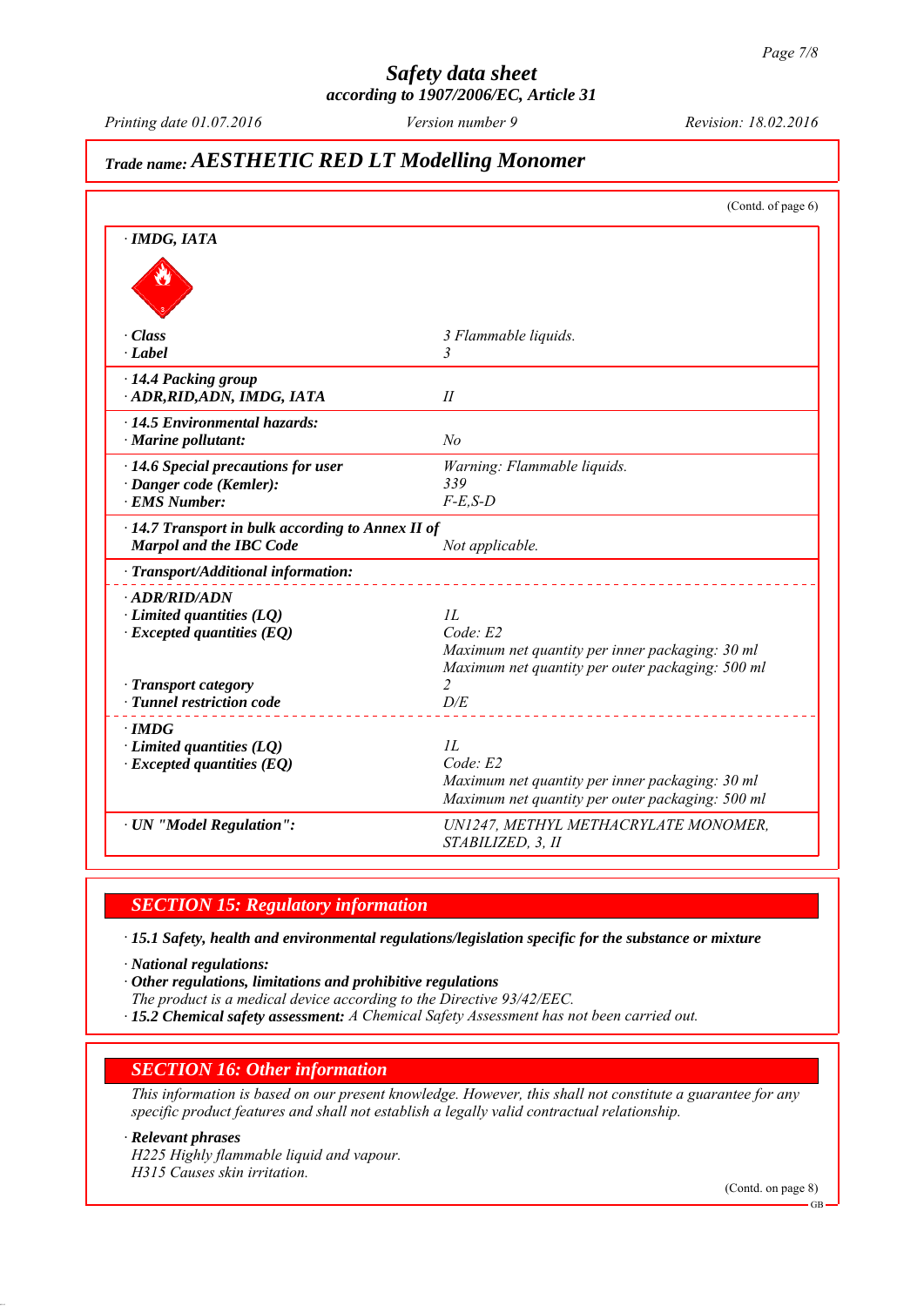# Safety data sheet
**according to 1907/2006/EC, Article 31**

*Printing date 01.07.2016* *Version number 9* *Revision: 18.02.2016*

## Trade name: AESTHETIC RED LT Modelling Monomer

(Contd. of page 6)

| | |
|---|---|
| **· IMDG, IATA** | |
| **· Class** | *3 Flammable liquids.* |
| **· Label** | *3* |
| **· 14.4 Packing group** | |
| **· ADR,RID,ADN, IMDG, IATA** | *II* |
| **· 14.5 Environmental hazards:** | |
| **· Marine pollutant:** | *No* |
| **· 14.6 Special precautions for user** | *Warning: Flammable liquids.* |
| **· Danger code (Kemler):** | *339* |
| **· EMS Number:** | *F-E,S-D* |
| **· 14.7 Transport in bulk according to Annex II of Marpol and the IBC Code** | *Not applicable.* |
| **· Transport/Additional information:** | |
| **· ADR/RID/ADN** | |
| **· Limited quantities (LQ)** | *1L* |
| **· Excepted quantities (EQ)** | *Code: E2*<br>*Maximum net quantity per inner packaging: 30 ml*<br>*Maximum net quantity per outer packaging: 500 ml* |
| **· Transport category** | *2* |
| **· Tunnel restriction code** | *D/E* |
| **· IMDG** | |
| **· Limited quantities (LQ)** | *1L* |
| **· Excepted quantities (EQ)** | *Code: E2*<br>*Maximum net quantity per inner packaging: 30 ml*<br>*Maximum net quantity per outer packaging: 500 ml* |
| **· UN "Model Regulation":** | *UN1247, METHYL METHACRYLATE MONOMER, STABILIZED, 3, II* |

## SECTION 15: Regulatory information

**· 15.1 Safety, health and environmental regulations/legislation specific for the substance or mixture**

**· National regulations:**

**· Other regulations, limitations and prohibitive regulations**

*The product is a medical device according to the Directive 93/42/EEC.*

**· 15.2 Chemical safety assessment:** *A Chemical Safety Assessment has not been carried out.*

## SECTION 16: Other information

*This information is based on our present knowledge. However, this shall not constitute a guarantee for any specific product features and shall not establish a legally valid contractual relationship.*

**· Relevant phrases**

*H225 Highly flammable liquid and vapour.*

*H315 Causes skin irritation.*

(Contd. on page 8)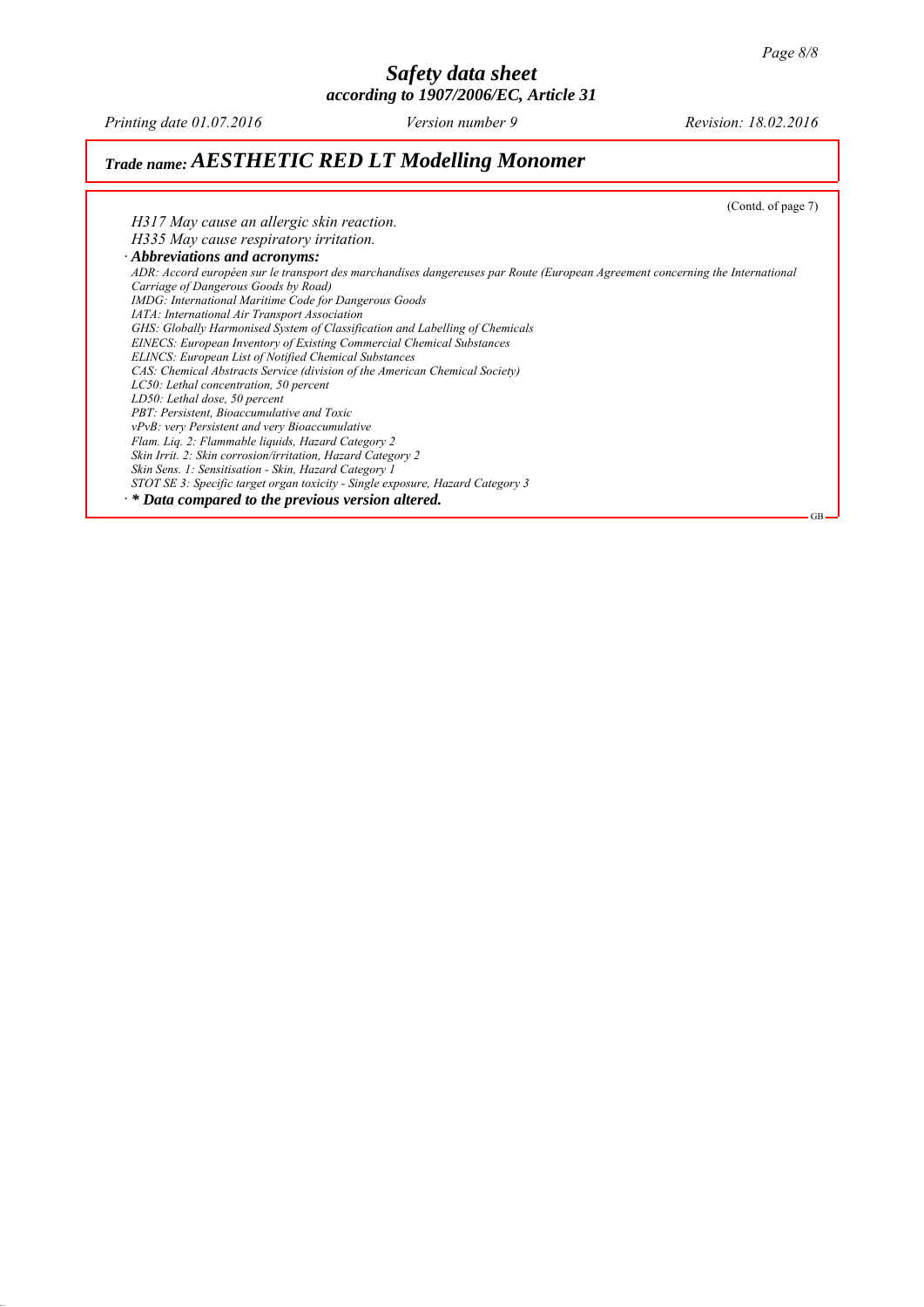(Contd. of page 7)

*H317 May cause an allergic skin reaction.*
*H335 May cause respiratory irritation.*

· ***Abbreviations and acronyms:***

*ADR: Accord européen sur le transport des marchandises dangereuses par Route (European Agreement concerning the International Carriage of Dangerous Goods by Road)*
*IMDG: International Maritime Code for Dangerous Goods*
*IATA: International Air Transport Association*
*GHS: Globally Harmonised System of Classification and Labelling of Chemicals*
*EINECS: European Inventory of Existing Commercial Chemical Substances*
*ELINCS: European List of Notified Chemical Substances*
*CAS: Chemical Abstracts Service (division of the American Chemical Society)*
*LC50: Lethal concentration, 50 percent*
*LD50: Lethal dose, 50 percent*
*PBT: Persistent, Bioaccumulative and Toxic*
*vPvB: very Persistent and very Bioaccumulative*
*Flam. Liq. 2: Flammable liquids, Hazard Category 2*
*Skin Irrit. 2: Skin corrosion/irritation, Hazard Category 2*
*Skin Sens. 1: Sensitisation - Skin, Hazard Category 1*
*STOT SE 3: Specific target organ toxicity - Single exposure, Hazard Category 3*

· ***\* Data compared to the previous version altered.***

GB